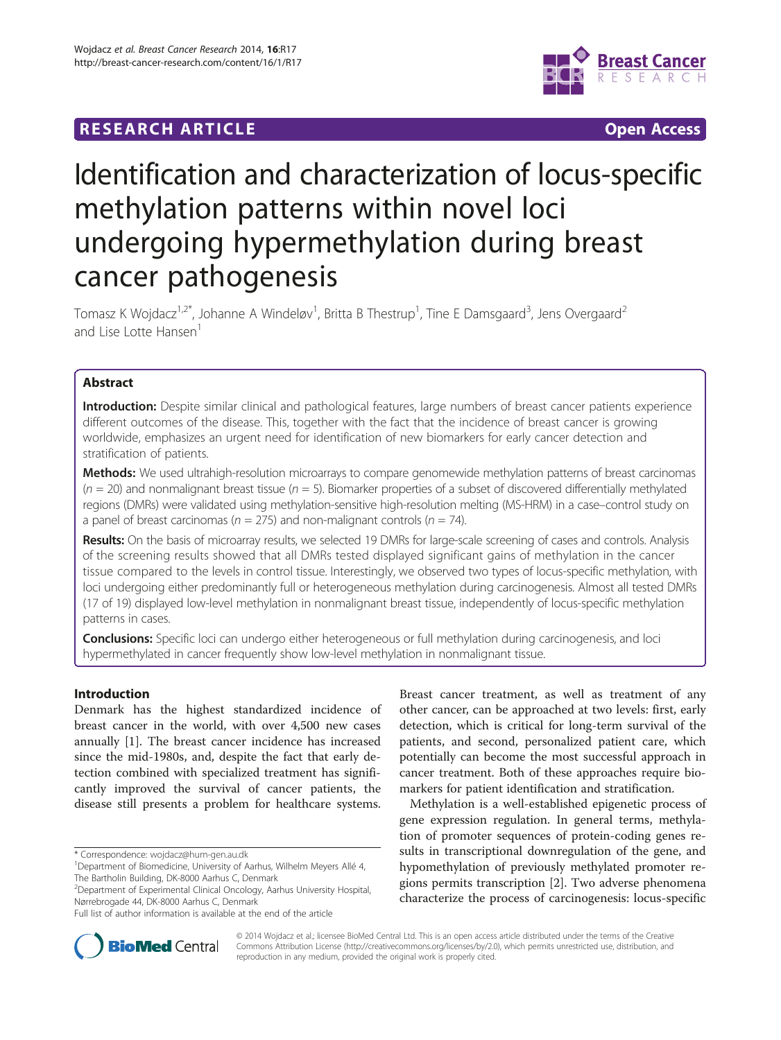RESEARCH ARTICLE **Open Access**

# Identification and characterization of locus-specific methylation patterns within novel loci undergoing hypermethylation during breast cancer pathogenesis

Tomasz K Wojdacz[1,2*], Johanne A Windeløv[1], Britta B Thestrup[1], Tine E Damsgaard[3], Jens Overgaard[2] and Lise Lotte Hansen[1]

## Abstract

**Introduction:** Despite similar clinical and pathological features, large numbers of breast cancer patients experience different outcomes of the disease. This, together with the fact that the incidence of breast cancer is growing worldwide, emphasizes an urgent need for identification of new biomarkers for early cancer detection and stratification of patients.

**Methods:** We used ultrahigh-resolution microarrays to compare genomewide methylation patterns of breast carcinomas ($n = 20$) and nonmalignant breast tissue ($n = 5$). Biomarker properties of a subset of discovered differentially methylated regions (DMRs) were validated using methylation-sensitive high-resolution melting (MS-HRM) in a case–control study on a panel of breast carcinomas ($n = 275$) and non-malignant controls ($n = 74$).

**Results:** On the basis of microarray results, we selected 19 DMRs for large-scale screening of cases and controls. Analysis of the screening results showed that all DMRs tested displayed significant gains of methylation in the cancer tissue compared to the levels in control tissue. Interestingly, we observed two types of locus-specific methylation, with loci undergoing either predominantly full or heterogeneous methylation during carcinogenesis. Almost all tested DMRs (17 of 19) displayed low-level methylation in nonmalignant breast tissue, independently of locus-specific methylation patterns in cases.

**Conclusions:** Specific loci can undergo either heterogeneous or full methylation during carcinogenesis, and loci hypermethylated in cancer frequently show low-level methylation in nonmalignant tissue.

## Introduction

Denmark has the highest standardized incidence of breast cancer in the world, with over 4,500 new cases annually [1]. The breast cancer incidence has increased since the mid-1980s, and, despite the fact that early detection combined with specialized treatment has significantly improved the survival of cancer patients, the disease still presents a problem for healthcare systems.

Breast cancer treatment, as well as treatment of any other cancer, can be approached at two levels: first, early detection, which is critical for long-term survival of the patients, and second, personalized patient care, which potentially can become the most successful approach in cancer treatment. Both of these approaches require biomarkers for patient identification and stratification.

Methylation is a well-established epigenetic process of gene expression regulation. In general terms, methylation of promoter sequences of protein-coding genes results in transcriptional downregulation of the gene, and hypomethylation of previously methylated promoter regions permits transcription [2]. Two adverse phenomena characterize the process of carcinogenesis: locus-specific

* Correspondence: wojdacz@hum-gen.au.dk
[1]Department of Biomedicine, University of Aarhus, Wilhelm Meyers Allé 4, The Bartholin Building, DK-8000 Aarhus C, Denmark
[2]Department of Experimental Clinical Oncology, Aarhus University Hospital, Nørrebrogade 44, DK-8000 Aarhus C, Denmark
Full list of author information is available at the end of the article

© 2014 Wojdacz et al.; licensee BioMed Central Ltd. This is an open access article distributed under the terms of the Creative Commons Attribution License (http://creativecommons.org/licenses/by/2.0), which permits unrestricted use, distribution, and reproduction in any medium, provided the original work is properly cited.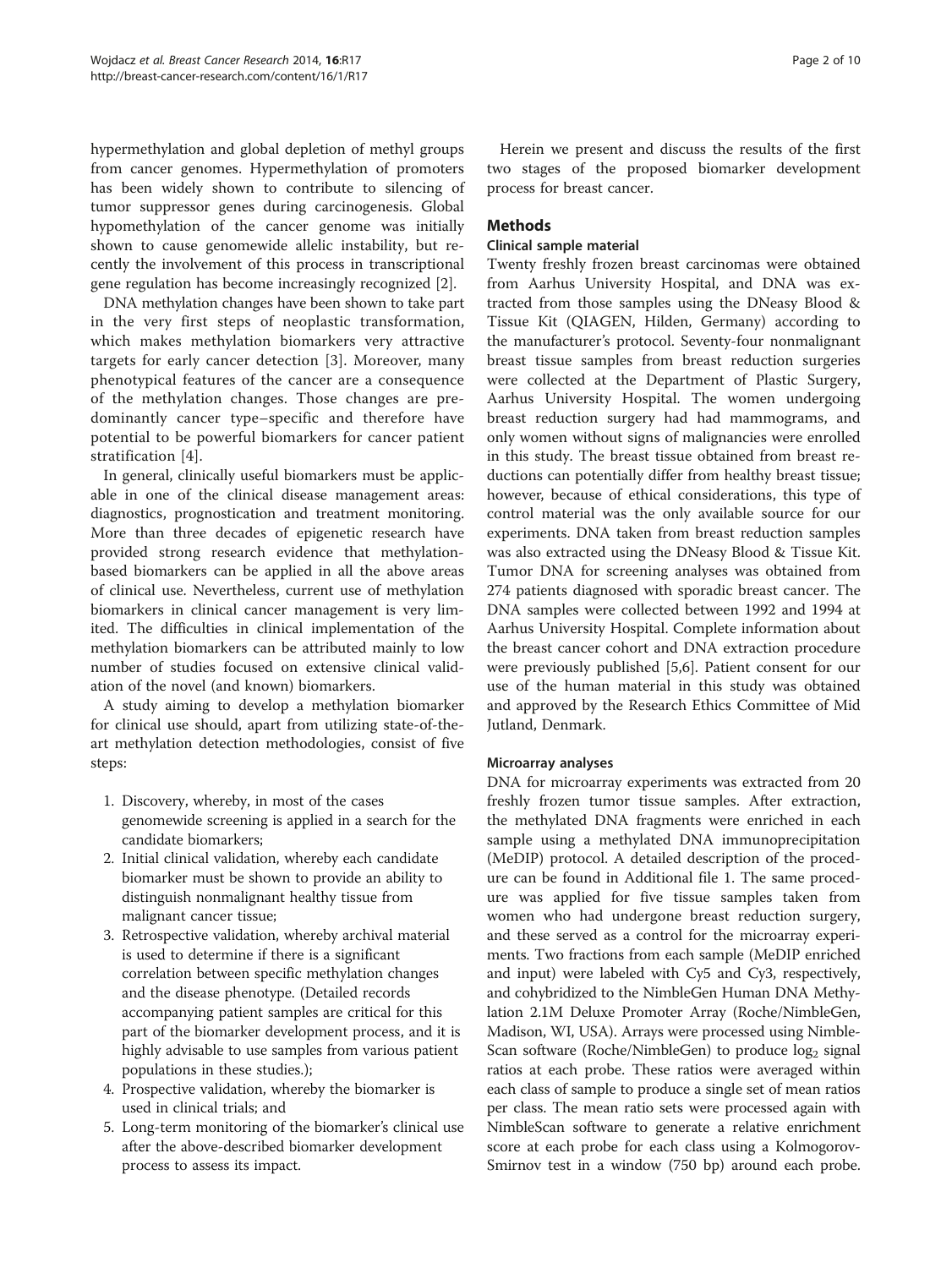hypermethylation and global depletion of methyl groups from cancer genomes. Hypermethylation of promoters has been widely shown to contribute to silencing of tumor suppressor genes during carcinogenesis. Global hypomethylation of the cancer genome was initially shown to cause genomewide allelic instability, but recently the involvement of this process in transcriptional gene regulation has become increasingly recognized [2].

DNA methylation changes have been shown to take part in the very first steps of neoplastic transformation, which makes methylation biomarkers very attractive targets for early cancer detection [3]. Moreover, many phenotypical features of the cancer are a consequence of the methylation changes. Those changes are predominantly cancer type–specific and therefore have potential to be powerful biomarkers for cancer patient stratification [4].

In general, clinically useful biomarkers must be applicable in one of the clinical disease management areas: diagnostics, prognostication and treatment monitoring. More than three decades of epigenetic research have provided strong research evidence that methylation-based biomarkers can be applied in all the above areas of clinical use. Nevertheless, current use of methylation biomarkers in clinical cancer management is very limited. The difficulties in clinical implementation of the methylation biomarkers can be attributed mainly to low number of studies focused on extensive clinical validation of the novel (and known) biomarkers.

A study aiming to develop a methylation biomarker for clinical use should, apart from utilizing state-of-the-art methylation detection methodologies, consist of five steps:

1. Discovery, whereby, in most of the cases genomewide screening is applied in a search for the candidate biomarkers;
2. Initial clinical validation, whereby each candidate biomarker must be shown to provide an ability to distinguish nonmalignant healthy tissue from malignant cancer tissue;
3. Retrospective validation, whereby archival material is used to determine if there is a significant correlation between specific methylation changes and the disease phenotype. (Detailed records accompanying patient samples are critical for this part of the biomarker development process, and it is highly advisable to use samples from various patient populations in these studies.);
4. Prospective validation, whereby the biomarker is used in clinical trials; and
5. Long-term monitoring of the biomarker's clinical use after the above-described biomarker development process to assess its impact.

Herein we present and discuss the results of the first two stages of the proposed biomarker development process for breast cancer.

## Methods

### Clinical sample material

Twenty freshly frozen breast carcinomas were obtained from Aarhus University Hospital, and DNA was extracted from those samples using the DNeasy Blood & Tissue Kit (QIAGEN, Hilden, Germany) according to the manufacturer's protocol. Seventy-four nonmalignant breast tissue samples from breast reduction surgeries were collected at the Department of Plastic Surgery, Aarhus University Hospital. The women undergoing breast reduction surgery had had mammograms, and only women without signs of malignancies were enrolled in this study. The breast tissue obtained from breast reductions can potentially differ from healthy breast tissue; however, because of ethical considerations, this type of control material was the only available source for our experiments. DNA taken from breast reduction samples was also extracted using the DNeasy Blood & Tissue Kit. Tumor DNA for screening analyses was obtained from 274 patients diagnosed with sporadic breast cancer. The DNA samples were collected between 1992 and 1994 at Aarhus University Hospital. Complete information about the breast cancer cohort and DNA extraction procedure were previously published [5,6]. Patient consent for our use of the human material in this study was obtained and approved by the Research Ethics Committee of Mid Jutland, Denmark.

### Microarray analyses

DNA for microarray experiments was extracted from 20 freshly frozen tumor tissue samples. After extraction, the methylated DNA fragments were enriched in each sample using a methylated DNA immunoprecipitation (MeDIP) protocol. A detailed description of the procedure can be found in Additional file 1. The same procedure was applied for five tissue samples taken from women who had undergone breast reduction surgery, and these served as a control for the microarray experiments. Two fractions from each sample (MeDIP enriched and input) were labeled with Cy5 and Cy3, respectively, and cohybridized to the NimbleGen Human DNA Methylation 2.1M Deluxe Promoter Array (Roche/NimbleGen, Madison, WI, USA). Arrays were processed using NimbleScan software (Roche/NimbleGen) to produce $\log_2$ signal ratios at each probe. These ratios were averaged within each class of sample to produce a single set of mean ratios per class. The mean ratio sets were processed again with NimbleScan software to generate a relative enrichment score at each probe for each class using a Kolmogorov-Smirnov test in a window (750 bp) around each probe.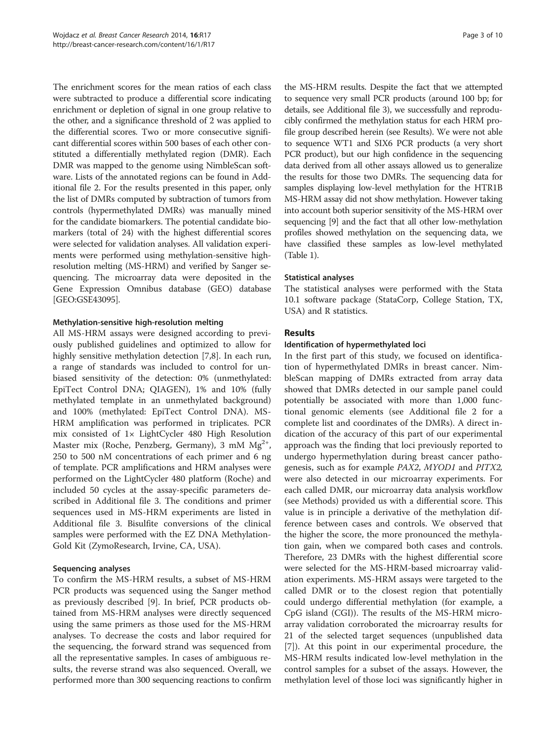The enrichment scores for the mean ratios of each class were subtracted to produce a differential score indicating enrichment or depletion of signal in one group relative to the other, and a significance threshold of 2 was applied to the differential scores. Two or more consecutive significant differential scores within 500 bases of each other constituted a differentially methylated region (DMR). Each DMR was mapped to the genome using NimbleScan software. Lists of the annotated regions can be found in Additional file 2. For the results presented in this paper, only the list of DMRs computed by subtraction of tumors from controls (hypermethylated DMRs) was manually mined for the candidate biomarkers. The potential candidate biomarkers (total of 24) with the highest differential scores were selected for validation analyses. All validation experiments were performed using methylation-sensitive high-resolution melting (MS-HRM) and verified by Sanger sequencing. The microarray data were deposited in the Gene Expression Omnibus database (GEO) database [GEO:GSE43095].

### Methylation-sensitive high-resolution melting

All MS-HRM assays were designed according to previously published guidelines and optimized to allow for highly sensitive methylation detection [7,8]. In each run, a range of standards was included to control for unbiased sensitivity of the detection: 0% (unmethylated: EpiTect Control DNA; QIAGEN), 1% and 10% (fully methylated template in an unmethylated background) and 100% (methylated: EpiTect Control DNA). MS-HRM amplification was performed in triplicates. PCR mix consisted of 1× LightCycler 480 High Resolution Master mix (Roche, Penzberg, Germany), 3 mM $Mg^{2+}$, 250 to 500 nM concentrations of each primer and 6 ng of template. PCR amplifications and HRM analyses were performed on the LightCycler 480 platform (Roche) and included 50 cycles at the assay-specific parameters described in Additional file 3. The conditions and primer sequences used in MS-HRM experiments are listed in Additional file 3. Bisulfite conversions of the clinical samples were performed with the EZ DNA Methylation-Gold Kit (ZymoResearch, Irvine, CA, USA).

### Sequencing analyses

To confirm the MS-HRM results, a subset of MS-HRM PCR products was sequenced using the Sanger method as previously described [9]. In brief, PCR products obtained from MS-HRM analyses were directly sequenced using the same primers as those used for the MS-HRM analyses. To decrease the costs and labor required for the sequencing, the forward strand was sequenced from all the representative samples. In cases of ambiguous results, the reverse strand was also sequenced. Overall, we performed more than 300 sequencing reactions to confirm the MS-HRM results. Despite the fact that we attempted to sequence very small PCR products (around 100 bp; for details, see Additional file 3), we successfully and reproducibly confirmed the methylation status for each HRM profile group described herein (see Results). We were not able to sequence WT1 and SIX6 PCR products (a very short PCR product), but our high confidence in the sequencing data derived from all other assays allowed us to generalize the results for those two DMRs. The sequencing data for samples displaying low-level methylation for the HTR1B MS-HRM assay did not show methylation. However taking into account both superior sensitivity of the MS-HRM over sequencing [9] and the fact that all other low-methylation profiles showed methylation on the sequencing data, we have classified these samples as low-level methylated (Table 1).

### Statistical analyses

The statistical analyses were performed with the Stata 10.1 software package (StataCorp, College Station, TX, USA) and R statistics.

## Results

### Identification of hypermethylated loci

In the first part of this study, we focused on identification of hypermethylated DMRs in breast cancer. NimbleScan mapping of DMRs extracted from array data showed that DMRs detected in our sample panel could potentially be associated with more than 1,000 functional genomic elements (see Additional file 2 for a complete list and coordinates of the DMRs). A direct indication of the accuracy of this part of our experimental approach was the finding that loci previously reported to undergo hypermethylation during breast cancer pathogenesis, such as for example *PAX2*, *MYOD1* and *PITX2,* were also detected in our microarray experiments. For each called DMR, our microarray data analysis workflow (see Methods) provided us with a differential score. This value is in principle a derivative of the methylation difference between cases and controls. We observed that the higher the score, the more pronounced the methylation gain, when we compared both cases and controls. Therefore, 23 DMRs with the highest differential score were selected for the MS-HRM-based microarray validation experiments. MS-HRM assays were targeted to the called DMR or to the closest region that potentially could undergo differential methylation (for example, a CpG island (CGI)). The results of the MS-HRM microarray validation corroborated the microarray results for 21 of the selected target sequences (unpublished data [7]). At this point in our experimental procedure, the MS-HRM results indicated low-level methylation in the control samples for a subset of the assays. However, the methylation level of those loci was significantly higher in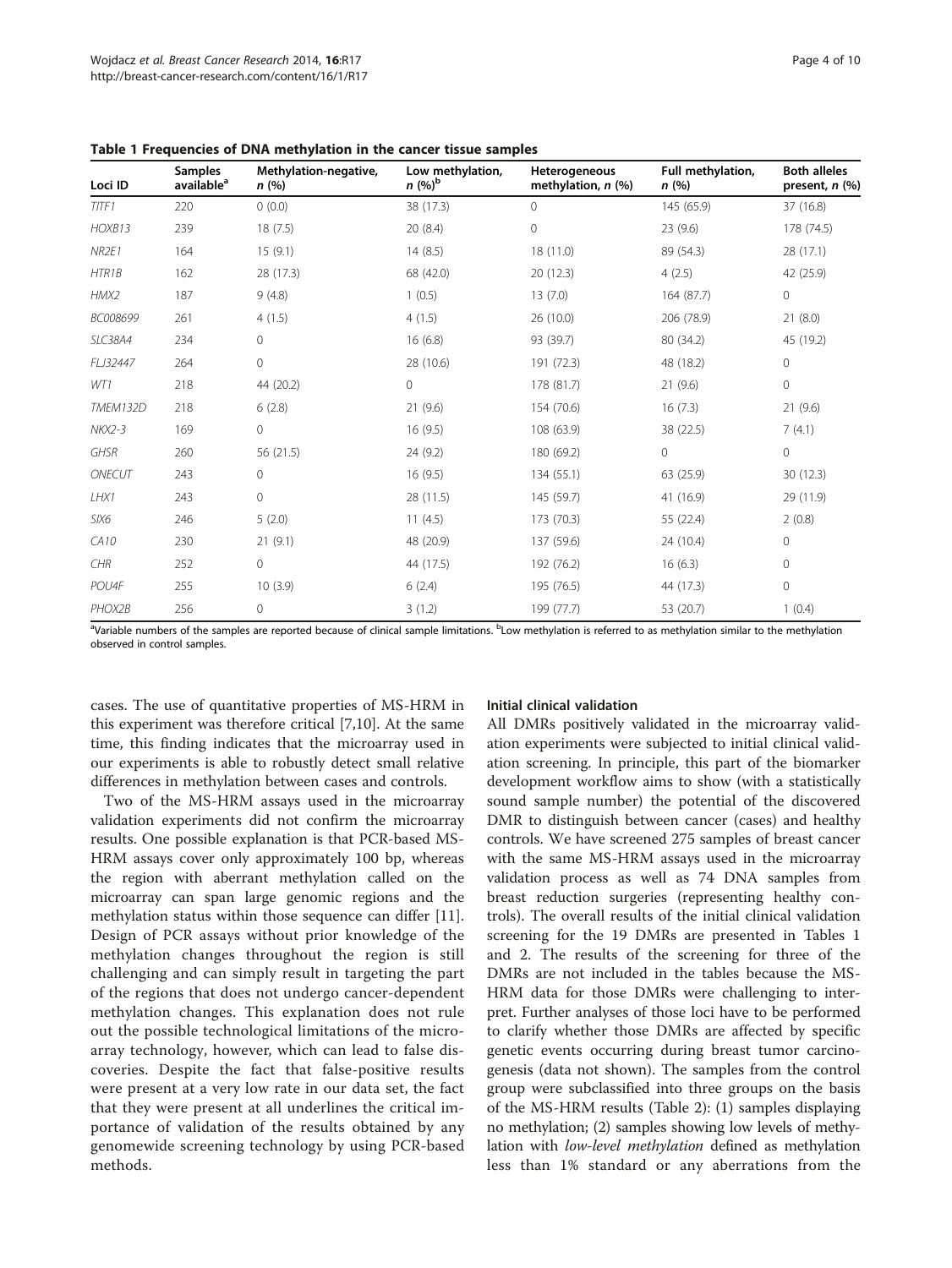**Table 1 Frequencies of DNA methylation in the cancer tissue samples**

| Loci ID | Samples available[a] | Methylation-negative, *n* (%) | Low methylation, *n* (%)[b] | Heterogeneous methylation, *n* (%) | Full methylation, *n* (%) | Both alleles present, *n* (%) |
|---|---|---|---|---|---|---|
| *TITF1* | 220 | 0 (0.0) | 38 (17.3) | 0 | 145 (65.9) | 37 (16.8) |
| *HOXB13* | 239 | 18 (7.5) | 20 (8.4) | 0 | 23 (9.6) | 178 (74.5) |
| *NR2E1* | 164 | 15 (9.1) | 14 (8.5) | 18 (11.0) | 89 (54.3) | 28 (17.1) |
| *HTR1B* | 162 | 28 (17.3) | 68 (42.0) | 20 (12.3) | 4 (2.5) | 42 (25.9) |
| *HMX2* | 187 | 9 (4.8) | 1 (0.5) | 13 (7.0) | 164 (87.7) | 0 |
| *BC008699* | 261 | 4 (1.5) | 4 (1.5) | 26 (10.0) | 206 (78.9) | 21 (8.0) |
| *SLC38A4* | 234 | 0 | 16 (6.8) | 93 (39.7) | 80 (34.2) | 45 (19.2) |
| *FLJ32447* | 264 | 0 | 28 (10.6) | 191 (72.3) | 48 (18.2) | 0 |
| *WT1* | 218 | 44 (20.2) | 0 | 178 (81.7) | 21 (9.6) | 0 |
| *TMEM132D* | 218 | 6 (2.8) | 21 (9.6) | 154 (70.6) | 16 (7.3) | 21 (9.6) |
| *NKX2-3* | 169 | 0 | 16 (9.5) | 108 (63.9) | 38 (22.5) | 7 (4.1) |
| *GHSR* | 260 | 56 (21.5) | 24 (9.2) | 180 (69.2) | 0 | 0 |
| *ONECUT* | 243 | 0 | 16 (9.5) | 134 (55.1) | 63 (25.9) | 30 (12.3) |
| *LHX1* | 243 | 0 | 28 (11.5) | 145 (59.7) | 41 (16.9) | 29 (11.9) |
| *SIX6* | 246 | 5 (2.0) | 11 (4.5) | 173 (70.3) | 55 (22.4) | 2 (0.8) |
| *CA10* | 230 | 21 (9.1) | 48 (20.9) | 137 (59.6) | 24 (10.4) | 0 |
| *CHR* | 252 | 0 | 44 (17.5) | 192 (76.2) | 16 (6.3) | 0 |
| *POU4F* | 255 | 10 (3.9) | 6 (2.4) | 195 (76.5) | 44 (17.3) | 0 |
| *PHOX2B* | 256 | 0 | 3 (1.2) | 199 (77.7) | 53 (20.7) | 1 (0.4) |

[a]Variable numbers of the samples are reported because of clinical sample limitations. [b]Low methylation is referred to as methylation similar to the methylation observed in control samples.

cases. The use of quantitative properties of MS-HRM in this experiment was therefore critical [7,10]. At the same time, this finding indicates that the microarray used in our experiments is able to robustly detect small relative differences in methylation between cases and controls.

Two of the MS-HRM assays used in the microarray validation experiments did not confirm the microarray results. One possible explanation is that PCR-based MS-HRM assays cover only approximately 100 bp, whereas the region with aberrant methylation called on the microarray can span large genomic regions and the methylation status within those sequence can differ [11]. Design of PCR assays without prior knowledge of the methylation changes throughout the region is still challenging and can simply result in targeting the part of the regions that does not undergo cancer-dependent methylation changes. This explanation does not rule out the possible technological limitations of the microarray technology, however, which can lead to false discoveries. Despite the fact that false-positive results were present at a very low rate in our data set, the fact that they were present at all underlines the critical importance of validation of the results obtained by any genomewide screening technology by using PCR-based methods.

#### Initial clinical validation

All DMRs positively validated in the microarray validation experiments were subjected to initial clinical validation screening. In principle, this part of the biomarker development workflow aims to show (with a statistically sound sample number) the potential of the discovered DMR to distinguish between cancer (cases) and healthy controls. We have screened 275 samples of breast cancer with the same MS-HRM assays used in the microarray validation process as well as 74 DNA samples from breast reduction surgeries (representing healthy controls). The overall results of the initial clinical validation screening for the 19 DMRs are presented in Tables 1 and 2. The results of the screening for three of the DMRs are not included in the tables because the MS-HRM data for those DMRs were challenging to interpret. Further analyses of those loci have to be performed to clarify whether those DMRs are affected by specific genetic events occurring during breast tumor carcinogenesis (data not shown). The samples from the control group were subclassified into three groups on the basis of the MS-HRM results (Table 2): (1) samples displaying no methylation; (2) samples showing low levels of methylation with *low-level methylation* defined as methylation less than 1% standard or any aberrations from the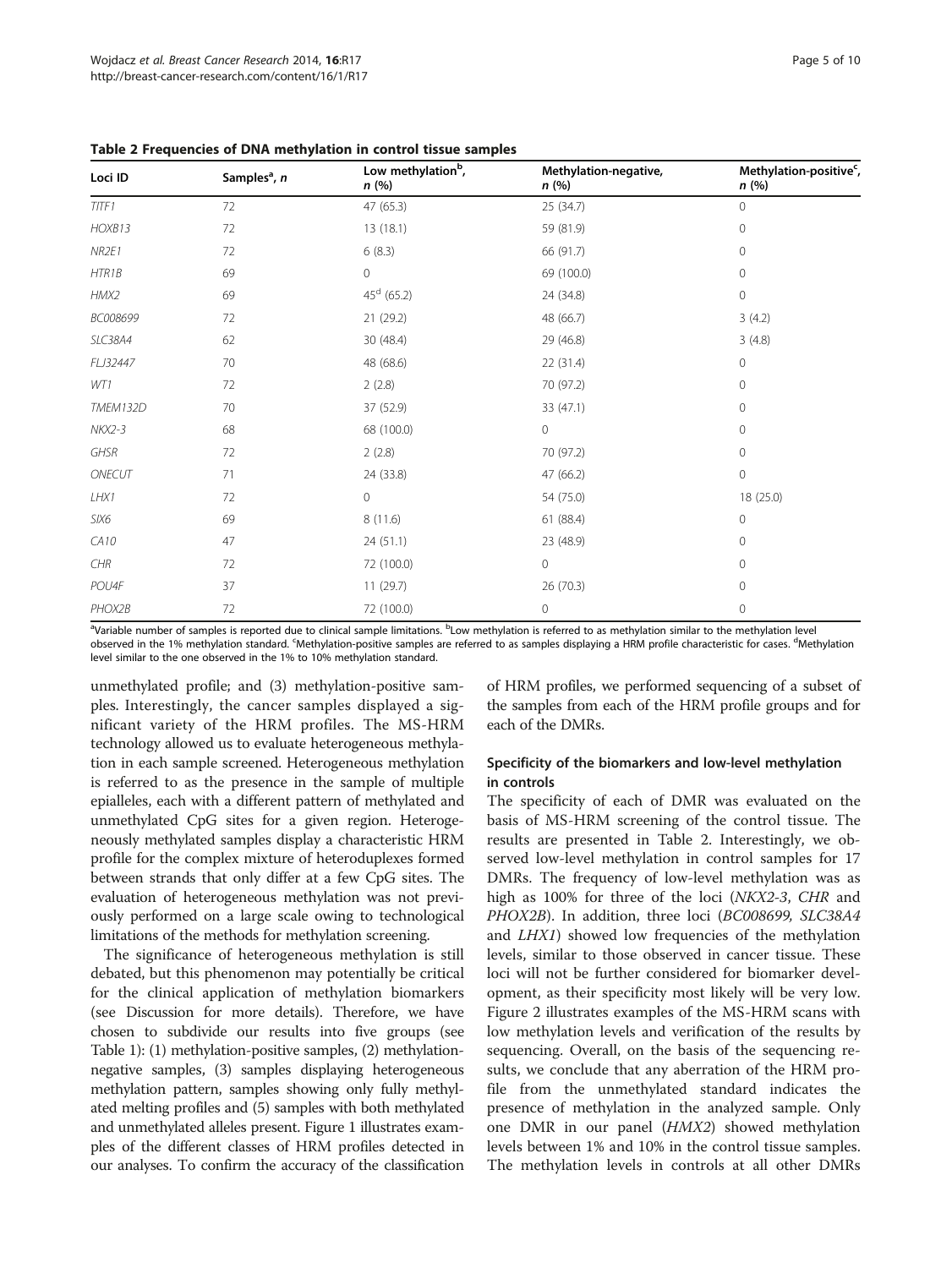**Table 2 Frequencies of DNA methylation in control tissue samples**

| Loci ID | Samples[a], n | Low methylation[b], n (%) | Methylation-negative, n (%) | Methylation-positive[c], n (%) |
|---|---|---|---|---|
| *TITF1* | 72 | 47 (65.3) | 25 (34.7) | 0 |
| *HOXB13* | 72 | 13 (18.1) | 59 (81.9) | 0 |
| *NR2E1* | 72 | 6 (8.3) | 66 (91.7) | 0 |
| *HTR1B* | 69 | 0 | 69 (100.0) | 0 |
| *HMX2* | 69 | 45[d] (65.2) | 24 (34.8) | 0 |
| *BC008699* | 72 | 21 (29.2) | 48 (66.7) | 3 (4.2) |
| *SLC38A4* | 62 | 30 (48.4) | 29 (46.8) | 3 (4.8) |
| *FLJ32447* | 70 | 48 (68.6) | 22 (31.4) | 0 |
| *WT1* | 72 | 2 (2.8) | 70 (97.2) | 0 |
| *TMEM132D* | 70 | 37 (52.9) | 33 (47.1) | 0 |
| *NKX2-3* | 68 | 68 (100.0) | 0 | 0 |
| *GHSR* | 72 | 2 (2.8) | 70 (97.2) | 0 |
| *ONECUT* | 71 | 24 (33.8) | 47 (66.2) | 0 |
| *LHX1* | 72 | 0 | 54 (75.0) | 18 (25.0) |
| *SIX6* | 69 | 8 (11.6) | 61 (88.4) | 0 |
| *CA10* | 47 | 24 (51.1) | 23 (48.9) | 0 |
| *CHR* | 72 | 72 (100.0) | 0 | 0 |
| *POU4F* | 37 | 11 (29.7) | 26 (70.3) | 0 |
| *PHOX2B* | 72 | 72 (100.0) | 0 | 0 |

[a]Variable number of samples is reported due to clinical sample limitations. [b]Low methylation is referred to as methylation similar to the methylation level observed in the 1% methylation standard. [c]Methylation-positive samples are referred to as samples displaying a HRM profile characteristic for cases. [d]Methylation level similar to the one observed in the 1% to 10% methylation standard.

unmethylated profile; and (3) methylation-positive samples. Interestingly, the cancer samples displayed a significant variety of the HRM profiles. The MS-HRM technology allowed us to evaluate heterogeneous methylation in each sample screened. Heterogeneous methylation is referred to as the presence in the sample of multiple epialleles, each with a different pattern of methylated and unmethylated CpG sites for a given region. Heterogeneously methylated samples display a characteristic HRM profile for the complex mixture of heteroduplexes formed between strands that only differ at a few CpG sites. The evaluation of heterogeneous methylation was not previously performed on a large scale owing to technological limitations of the methods for methylation screening.

The significance of heterogeneous methylation is still debated, but this phenomenon may potentially be critical for the clinical application of methylation biomarkers (see Discussion for more details). Therefore, we have chosen to subdivide our results into five groups (see Table 1): (1) methylation-positive samples, (2) methylation-negative samples, (3) samples displaying heterogeneous methylation pattern, samples showing only fully methylated melting profiles and (5) samples with both methylated and unmethylated alleles present. Figure 1 illustrates examples of the different classes of HRM profiles detected in our analyses. To confirm the accuracy of the classification of HRM profiles, we performed sequencing of a subset of the samples from each of the HRM profile groups and for each of the DMRs.

### Specificity of the biomarkers and low-level methylation in controls

The specificity of each of DMR was evaluated on the basis of MS-HRM screening of the control tissue. The results are presented in Table 2. Interestingly, we observed low-level methylation in control samples for 17 DMRs. The frequency of low-level methylation was as high as 100% for three of the loci (*NKX2-3*, *CHR* and *PHOX2B*). In addition, three loci (*BC008699*, *SLC38A4* and *LHX1*) showed low frequencies of the methylation levels, similar to those observed in cancer tissue. These loci will not be further considered for biomarker development, as their specificity most likely will be very low. Figure 2 illustrates examples of the MS-HRM scans with low methylation levels and verification of the results by sequencing. Overall, on the basis of the sequencing results, we conclude that any aberration of the HRM profile from the unmethylated standard indicates the presence of methylation in the analyzed sample. Only one DMR in our panel (*HMX2*) showed methylation levels between 1% and 10% in the control tissue samples. The methylation levels in controls at all other DMRs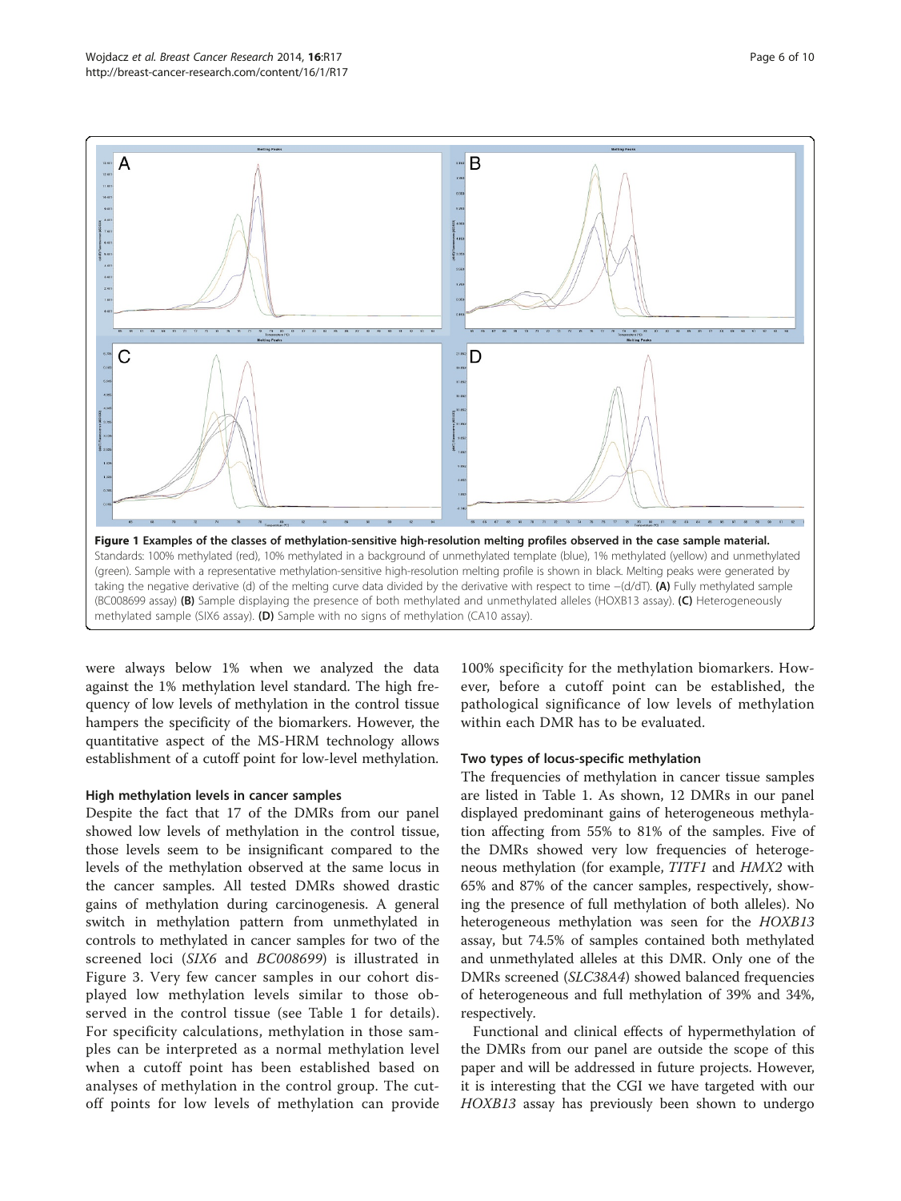**Figure 1 Examples of the classes of methylation-sensitive high-resolution melting profiles observed in the case sample material.** Standards: 100% methylated (red), 10% methylated in a background of unmethylated template (blue), 1% methylated (yellow) and unmethylated (green). Sample with a representative methylation-sensitive high-resolution melting profile is shown in black. Melting peaks were generated by taking the negative derivative (d) of the melting curve data divided by the derivative with respect to time −(d/dT). **(A)** Fully methylated sample (BC008699 assay) **(B)** Sample displaying the presence of both methylated and unmethylated alleles (HOXB13 assay). **(C)** Heterogeneously methylated sample (SIX6 assay). **(D)** Sample with no signs of methylation (CA10 assay).

were always below 1% when we analyzed the data against the 1% methylation level standard. The high frequency of low levels of methylation in the control tissue hampers the specificity of the biomarkers. However, the quantitative aspect of the MS-HRM technology allows establishment of a cutoff point for low-level methylation.

### High methylation levels in cancer samples

Despite the fact that 17 of the DMRs from our panel showed low levels of methylation in the control tissue, those levels seem to be insignificant compared to the levels of the methylation observed at the same locus in the cancer samples. All tested DMRs showed drastic gains of methylation during carcinogenesis. A general switch in methylation pattern from unmethylated in controls to methylated in cancer samples for two of the screened loci (*SIX6* and *BC008699*) is illustrated in Figure 3. Very few cancer samples in our cohort displayed low methylation levels similar to those observed in the control tissue (see Table 1 for details). For specificity calculations, methylation in those samples can be interpreted as a normal methylation level when a cutoff point has been established based on analyses of methylation in the control group. The cutoff points for low levels of methylation can provide 100% specificity for the methylation biomarkers. However, before a cutoff point can be established, the pathological significance of low levels of methylation within each DMR has to be evaluated.

### Two types of locus-specific methylation

The frequencies of methylation in cancer tissue samples are listed in Table 1. As shown, 12 DMRs in our panel displayed predominant gains of heterogeneous methylation affecting from 55% to 81% of the samples. Five of the DMRs showed very low frequencies of heterogeneous methylation (for example, *TITF1* and *HMX2* with 65% and 87% of the cancer samples, respectively, showing the presence of full methylation of both alleles). No heterogeneous methylation was seen for the *HOXB13* assay, but 74.5% of samples contained both methylated and unmethylated alleles at this DMR. Only one of the DMRs screened (*SLC38A4*) showed balanced frequencies of heterogeneous and full methylation of 39% and 34%, respectively.

Functional and clinical effects of hypermethylation of the DMRs from our panel are outside the scope of this paper and will be addressed in future projects. However, it is interesting that the CGI we have targeted with our *HOXB13* assay has previously been shown to undergo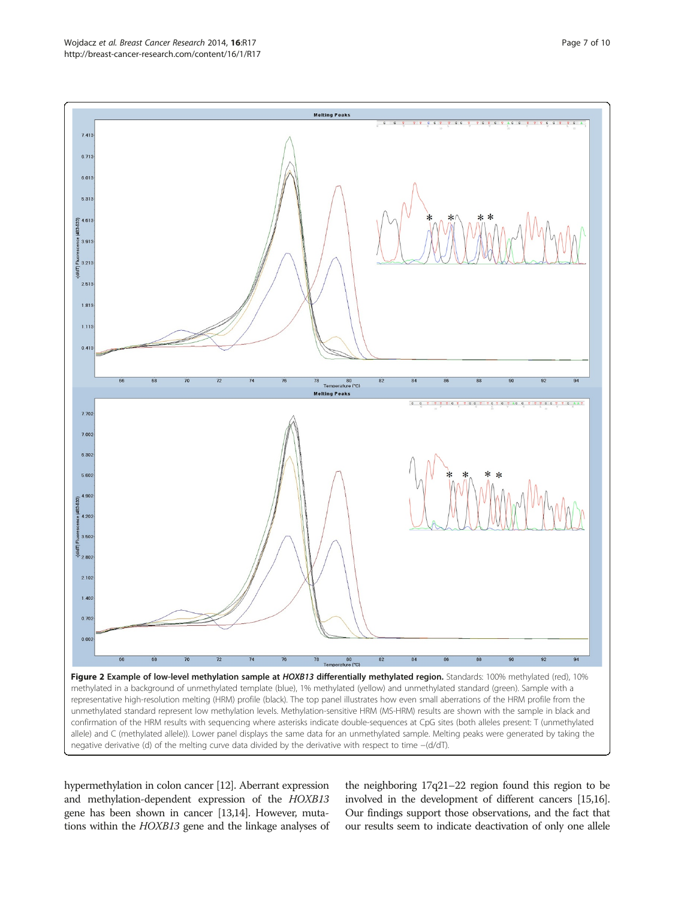**Figure 2 Example of low-level methylation sample at *HOXB13* differentially methylated region.** Standards: 100% methylated (red), 10% methylated in a background of unmethylated template (blue), 1% methylated (yellow) and unmethylated standard (green). Sample with a representative high-resolution melting (HRM) profile (black). The top panel illustrates how even small aberrations of the HRM profile from the unmethylated standard represent low methylation levels. Methylation-sensitive HRM (MS-HRM) results are shown with the sample in black and confirmation of the HRM results with sequencing where asterisks indicate double-sequences at CpG sites (both alleles present: T (unmethylated allele) and C (methylated allele)). Lower panel displays the same data for an unmethylated sample. Melting peaks were generated by taking the negative derivative (d) of the melting curve data divided by the derivative with respect to time −(d/dT).

hypermethylation in colon cancer [12]. Aberrant expression and methylation-dependent expression of the *HOXB13* gene has been shown in cancer [13,14]. However, mutations within the *HOXB13* gene and the linkage analyses of the neighboring 17q21–22 region found this region to be involved in the development of different cancers [15,16]. Our findings support those observations, and the fact that our results seem to indicate deactivation of only one allele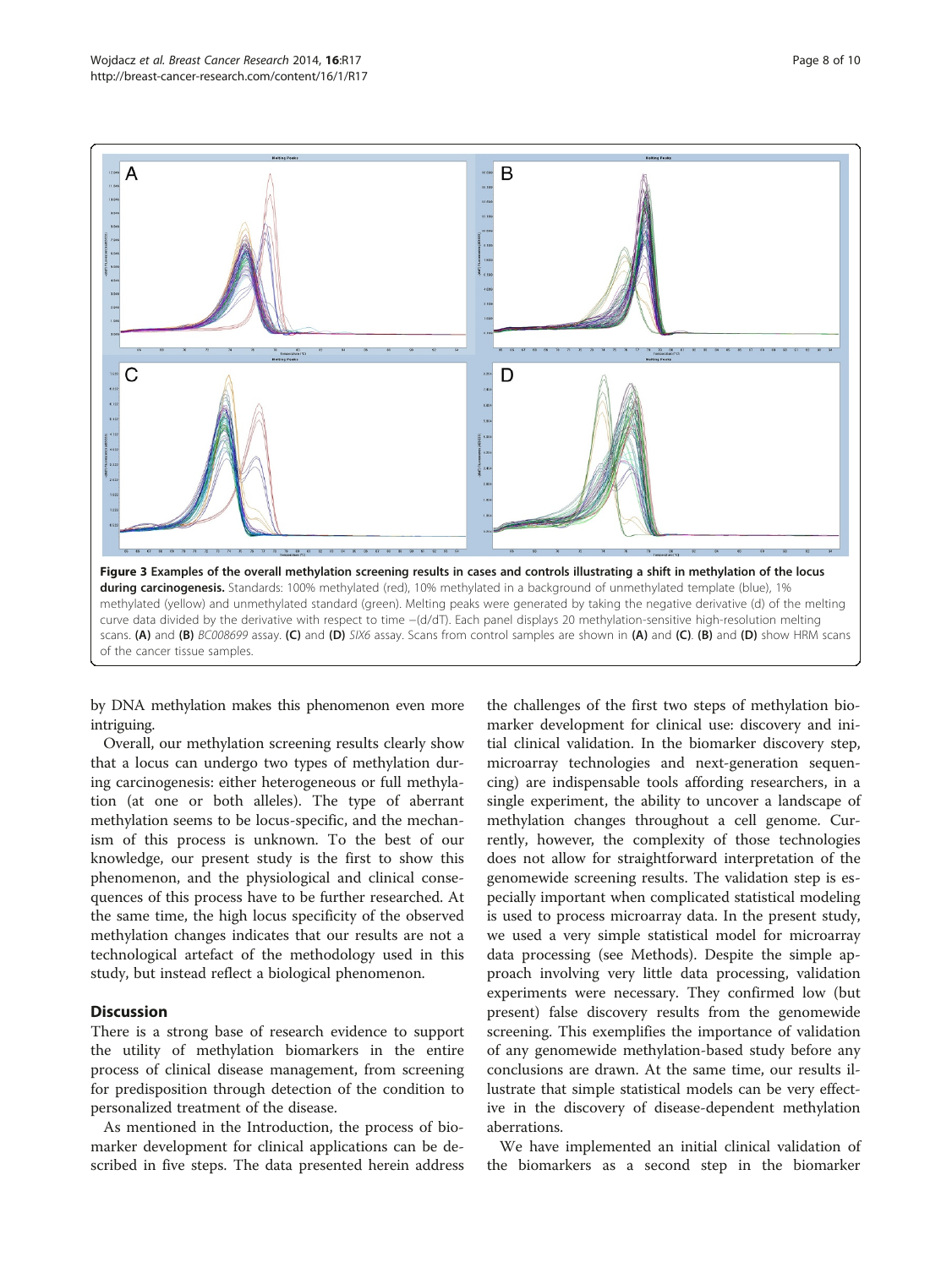A

B

C

D

**Figure 3 Examples of the overall methylation screening results in cases and controls illustrating a shift in methylation of the locus during carcinogenesis.** Standards: 100% methylated (red), 10% methylated in a background of unmethylated template (blue), 1% methylated (yellow) and unmethylated standard (green). Melting peaks were generated by taking the negative derivative (d) of the melting curve data divided by the derivative with respect to time −(d/dT). Each panel displays 20 methylation-sensitive high-resolution melting scans. **(A)** and **(B)** *BC008699* assay. **(C)** and **(D)** *SIX6* assay. Scans from control samples are shown in **(A)** and **(C)**. **(B)** and **(D)** show HRM scans of the cancer tissue samples.

by DNA methylation makes this phenomenon even more intriguing.

Overall, our methylation screening results clearly show that a locus can undergo two types of methylation during carcinogenesis: either heterogeneous or full methylation (at one or both alleles). The type of aberrant methylation seems to be locus-specific, and the mechanism of this process is unknown. To the best of our knowledge, our present study is the first to show this phenomenon, and the physiological and clinical consequences of this process have to be further researched. At the same time, the high locus specificity of the observed methylation changes indicates that our results are not a technological artefact of the methodology used in this study, but instead reflect a biological phenomenon.

## Discussion

There is a strong base of research evidence to support the utility of methylation biomarkers in the entire process of clinical disease management, from screening for predisposition through detection of the condition to personalized treatment of the disease.

As mentioned in the Introduction, the process of biomarker development for clinical applications can be described in five steps. The data presented herein address the challenges of the first two steps of methylation biomarker development for clinical use: discovery and initial clinical validation. In the biomarker discovery step, microarray technologies and next-generation sequencing) are indispensable tools affording researchers, in a single experiment, the ability to uncover a landscape of methylation changes throughout a cell genome. Currently, however, the complexity of those technologies does not allow for straightforward interpretation of the genomewide screening results. The validation step is especially important when complicated statistical modeling is used to process microarray data. In the present study, we used a very simple statistical model for microarray data processing (see Methods). Despite the simple approach involving very little data processing, validation experiments were necessary. They confirmed low (but present) false discovery results from the genomewide screening. This exemplifies the importance of validation of any genomewide methylation-based study before any conclusions are drawn. At the same time, our results illustrate that simple statistical models can be very effective in the discovery of disease-dependent methylation aberrations.

We have implemented an initial clinical validation of the biomarkers as a second step in the biomarker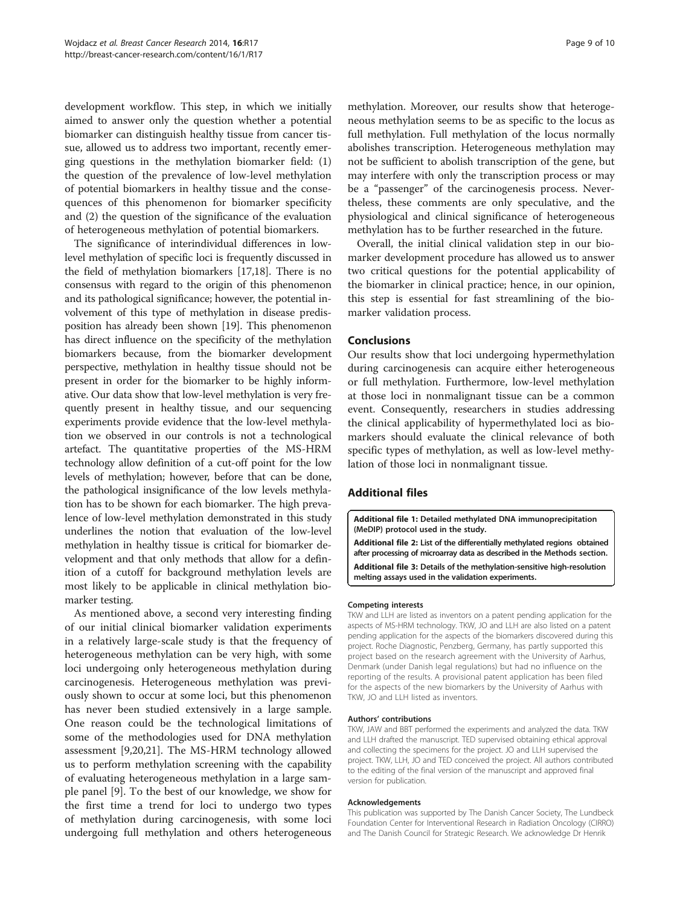development workflow. This step, in which we initially aimed to answer only the question whether a potential biomarker can distinguish healthy tissue from cancer tissue, allowed us to address two important, recently emerging questions in the methylation biomarker field: (1) the question of the prevalence of low-level methylation of potential biomarkers in healthy tissue and the consequences of this phenomenon for biomarker specificity and (2) the question of the significance of the evaluation of heterogeneous methylation of potential biomarkers.

The significance of interindividual differences in low-level methylation of specific loci is frequently discussed in the field of methylation biomarkers [17,18]. There is no consensus with regard to the origin of this phenomenon and its pathological significance; however, the potential involvement of this type of methylation in disease predisposition has already been shown [19]. This phenomenon has direct influence on the specificity of the methylation biomarkers because, from the biomarker development perspective, methylation in healthy tissue should not be present in order for the biomarker to be highly informative. Our data show that low-level methylation is very frequently present in healthy tissue, and our sequencing experiments provide evidence that the low-level methylation we observed in our controls is not a technological artefact. The quantitative properties of the MS-HRM technology allow definition of a cut-off point for the low levels of methylation; however, before that can be done, the pathological insignificance of the low levels methylation has to be shown for each biomarker. The high prevalence of low-level methylation demonstrated in this study underlines the notion that evaluation of the low-level methylation in healthy tissue is critical for biomarker development and that only methods that allow for a definition of a cutoff for background methylation levels are most likely to be applicable in clinical methylation biomarker testing.

As mentioned above, a second very interesting finding of our initial clinical biomarker validation experiments in a relatively large-scale study is that the frequency of heterogeneous methylation can be very high, with some loci undergoing only heterogeneous methylation during carcinogenesis. Heterogeneous methylation was previously shown to occur at some loci, but this phenomenon has never been studied extensively in a large sample. One reason could be the technological limitations of some of the methodologies used for DNA methylation assessment [9,20,21]. The MS-HRM technology allowed us to perform methylation screening with the capability of evaluating heterogeneous methylation in a large sample panel [9]. To the best of our knowledge, we show for the first time a trend for loci to undergo two types of methylation during carcinogenesis, with some loci undergoing full methylation and others heterogeneous methylation. Moreover, our results show that heterogeneous methylation seems to be as specific to the locus as full methylation. Full methylation of the locus normally abolishes transcription. Heterogeneous methylation may not be sufficient to abolish transcription of the gene, but may interfere with only the transcription process or may be a "passenger" of the carcinogenesis process. Nevertheless, these comments are only speculative, and the physiological and clinical significance of heterogeneous methylation has to be further researched in the future.

Overall, the initial clinical validation step in our biomarker development procedure has allowed us to answer two critical questions for the potential applicability of the biomarker in clinical practice; hence, in our opinion, this step is essential for fast streamlining of the biomarker validation process.

## Conclusions

Our results show that loci undergoing hypermethylation during carcinogenesis can acquire either heterogeneous or full methylation. Furthermore, low-level methylation at those loci in nonmalignant tissue can be a common event. Consequently, researchers in studies addressing the clinical applicability of hypermethylated loci as biomarkers should evaluate the clinical relevance of both specific types of methylation, as well as low-level methylation of those loci in nonmalignant tissue.

## Additional files

**Additional file 1: Detailed methylated DNA immunoprecipitation (MeDIP) protocol used in the study.**

**Additional file 2: List of the differentially methylated regions obtained after processing of microarray data as described in the Methods section.**

**Additional file 3: Details of the methylation-sensitive high-resolution melting assays used in the validation experiments.**

#### Competing interests

TKW and LLH are listed as inventors on a patent pending application for the aspects of MS-HRM technology. TKW, JO and LLH are also listed on a patent pending application for the aspects of the biomarkers discovered during this project. Roche Diagnostic, Penzberg, Germany, has partly supported this project based on the research agreement with the University of Aarhus, Denmark (under Danish legal regulations) but had no influence on the reporting of the results. A provisional patent application has been filed for the aspects of the new biomarkers by the University of Aarhus with TKW, JO and LLH listed as inventors.

#### Authors' contributions

TKW, JAW and BBT performed the experiments and analyzed the data. TKW and LLH drafted the manuscript. TED supervised obtaining ethical approval and collecting the specimens for the project. JO and LLH supervised the project. TKW, LLH, JO and TED conceived the project. All authors contributed to the editing of the final version of the manuscript and approved final version for publication.

#### Acknowledgements

This publication was supported by The Danish Cancer Society, The Lundbeck Foundation Center for Interventional Research in Radiation Oncology (CIRRO) and The Danish Council for Strategic Research. We acknowledge Dr Henrik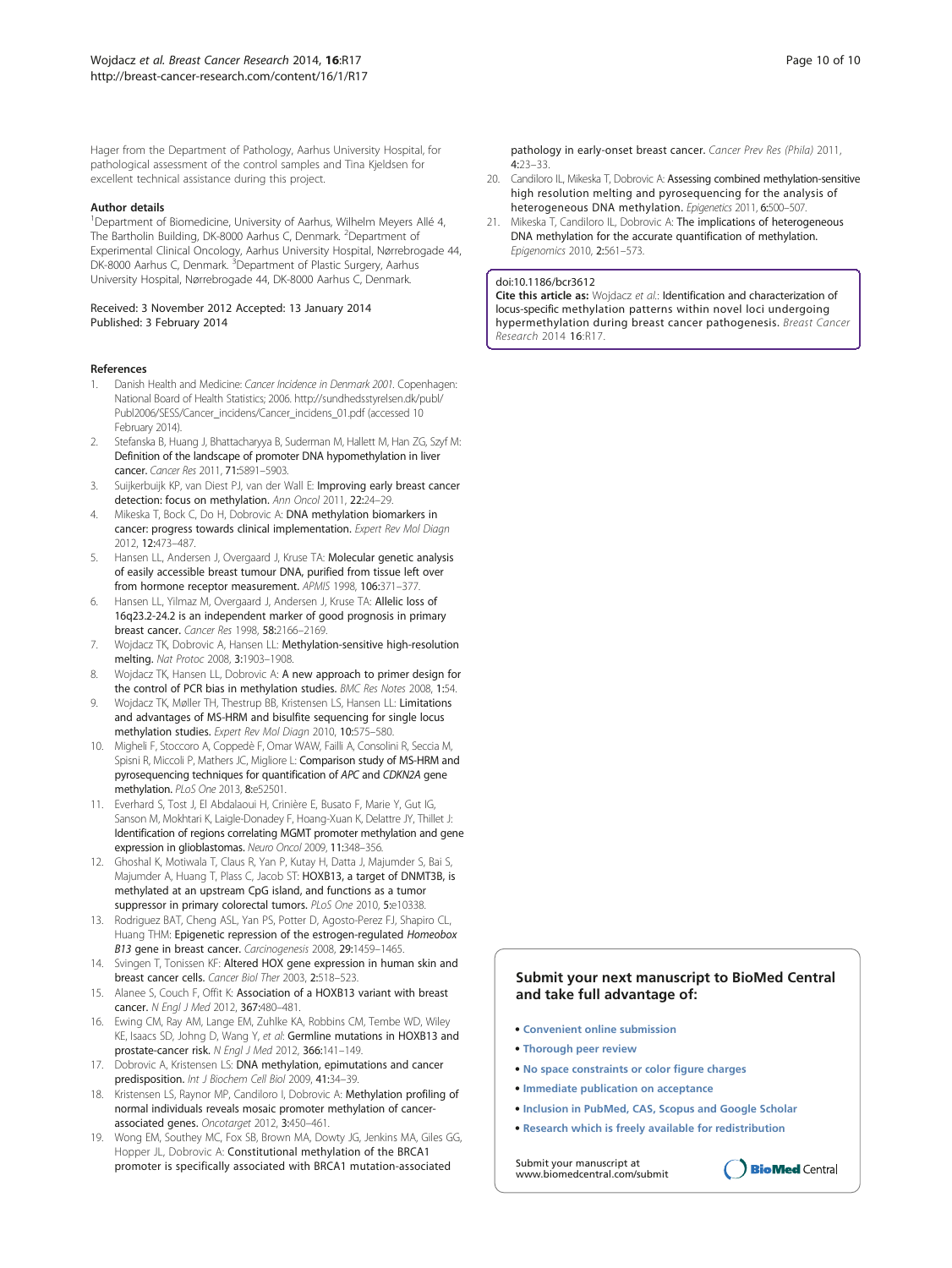Hager from the Department of Pathology, Aarhus University Hospital, for pathological assessment of the control samples and Tina Kjeldsen for excellent technical assistance during this project.

#### Author details

[1]Department of Biomedicine, University of Aarhus, Wilhelm Meyers Allé 4, The Bartholin Building, DK-8000 Aarhus C, Denmark. [2]Department of Experimental Clinical Oncology, Aarhus University Hospital, Nørrebrogade 44, DK-8000 Aarhus C, Denmark. [3]Department of Plastic Surgery, Aarhus University Hospital, Nørrebrogade 44, DK-8000 Aarhus C, Denmark.

Received: 3 November 2012 Accepted: 13 January 2014
Published: 3 February 2014

#### References

1. Danish Health and Medicine: *Cancer Incidence in Denmark 2001*. Copenhagen: National Board of Health Statistics; 2006. http://sundhedsstyrelsen.dk/publ/Publ2006/SESS/Cancer_incidens/Cancer_incidens_01.pdf (accessed 10 February 2014).
2. Stefanska B, Huang J, Bhattacharyya B, Suderman M, Hallett M, Han ZG, Szyf M: **Definition of the landscape of promoter DNA hypomethylation in liver cancer.** *Cancer Res* 2011, **71:**5891–5903.
3. Suijkerbuijk KP, van Diest PJ, van der Wall E: **Improving early breast cancer detection: focus on methylation.** *Ann Oncol* 2011, **22:**24–29.
4. Mikeska T, Bock C, Do H, Dobrovic A: **DNA methylation biomarkers in cancer: progress towards clinical implementation.** *Expert Rev Mol Diagn* 2012, **12:**473–487.
5. Hansen LL, Andersen J, Overgaard J, Kruse TA: **Molecular genetic analysis of easily accessible breast tumour DNA, purified from tissue left over from hormone receptor measurement.** *APMIS* 1998, **106:**371–377.
6. Hansen LL, Yilmaz M, Overgaard J, Andersen J, Kruse TA: **Allelic loss of 16q23.2-24.2 is an independent marker of good prognosis in primary breast cancer.** *Cancer Res* 1998, **58:**2166–2169.
7. Wojdacz TK, Dobrovic A, Hansen LL: **Methylation-sensitive high-resolution melting.** *Nat Protoc* 2008, **3:**1903–1908.
8. Wojdacz TK, Hansen LL, Dobrovic A: **A new approach to primer design for the control of PCR bias in methylation studies.** *BMC Res Notes* 2008, **1:**54.
9. Wojdacz TK, Møller TH, Thestrup BB, Kristensen LS, Hansen LL: **Limitations and advantages of MS-HRM and bisulfite sequencing for single locus methylation studies.** *Expert Rev Mol Diagn* 2010, **10:**575–580.
10. Migheli F, Stoccoro A, Coppedè F, Omar WAW, Failli A, Consolini R, Seccia M, Spisni R, Miccoli P, Mathers JC, Migliore L: **Comparison study of MS-HRM and pyrosequencing techniques for quantification of *APC* and *CDKN2A* gene methylation.** *PLoS One* 2013, **8:**e52501.
11. Everhard S, Tost J, El Abdalaoui H, Crinière E, Busato F, Marie Y, Gut IG, Sanson M, Mokhtari K, Laigle-Donadey F, Hoang-Xuan K, Delattre JY, Thillet J: **Identification of regions correlating MGMT promoter methylation and gene expression in glioblastomas.** *Neuro Oncol* 2009, **11:**348–356.
12. Ghoshal K, Motiwala T, Claus R, Yan P, Kutay H, Datta J, Majumder S, Bai S, Majumder A, Huang T, Plass C, Jacob ST: **HOXB13, a target of DNMT3B, is methylated at an upstream CpG island, and functions as a tumor suppressor in primary colorectal tumors.** *PLoS One* 2010, **5:**e10338.
13. Rodriguez BAT, Cheng ASL, Yan PS, Potter D, Agosto-Perez FJ, Shapiro CL, Huang THM: **Epigenetic repression of the estrogen-regulated *Homeobox B13* gene in breast cancer.** *Carcinogenesis* 2008, **29:**1459–1465.
14. Svingen T, Tonissen KF: **Altered HOX gene expression in human skin and breast cancer cells.** *Cancer Biol Ther* 2003, **2:**518–523.
15. Alanee S, Couch F, Offit K: **Association of a HOXB13 variant with breast cancer.** *N Engl J Med* 2012, **367:**480–481.
16. Ewing CM, Ray AM, Lange EM, Zuhlke KA, Robbins CM, Tembe WD, Wiley KE, Isaacs SD, Johng D, Wang Y, *et al*: **Germline mutations in HOXB13 and prostate-cancer risk.** *N Engl J Med* 2012, **366:**141–149.
17. Dobrovic A, Kristensen LS: **DNA methylation, epimutations and cancer predisposition.** *Int J Biochem Cell Biol* 2009, **41:**34–39.
18. Kristensen LS, Raynor MP, Candiloro I, Dobrovic A: **Methylation profiling of normal individuals reveals mosaic promoter methylation of cancer-associated genes.** *Oncotarget* 2012, **3:**450–461.
19. Wong EM, Southey MC, Fox SB, Brown MA, Dowty JG, Jenkins MA, Giles GG, Hopper JL, Dobrovic A: **Constitutional methylation of the BRCA1 promoter is specifically associated with BRCA1 mutation-associated pathology in early-onset breast cancer.** *Cancer Prev Res (Phila)* 2011, **4:**23–33.
20. Candiloro IL, Mikeska T, Dobrovic A: **Assessing combined methylation-sensitive high resolution melting and pyrosequencing for the analysis of heterogeneous DNA methylation.** *Epigenetics* 2011, **6:**500–507.
21. Mikeska T, Candiloro IL, Dobrovic A: **The implications of heterogeneous DNA methylation for the accurate quantification of methylation.** *Epigenomics* 2010, **2:**561–573.

doi:10.1186/bcr3612
**Cite this article as:** Wojdacz *et al.*: Identification and characterization of locus-specific methylation patterns within novel loci undergoing hypermethylation during breast cancer pathogenesis. *Breast Cancer Research* 2014 **16**:R17.

**Submit your next manuscript to BioMed Central and take full advantage of:**

- **Convenient online submission**
- **Thorough peer review**
- **No space constraints or color figure charges**
- **Immediate publication on acceptance**
- **Inclusion in PubMed, CAS, Scopus and Google Scholar**
- **Research which is freely available for redistribution**

Submit your manuscript at
www.biomedcentral.com/submit

BioMed Central